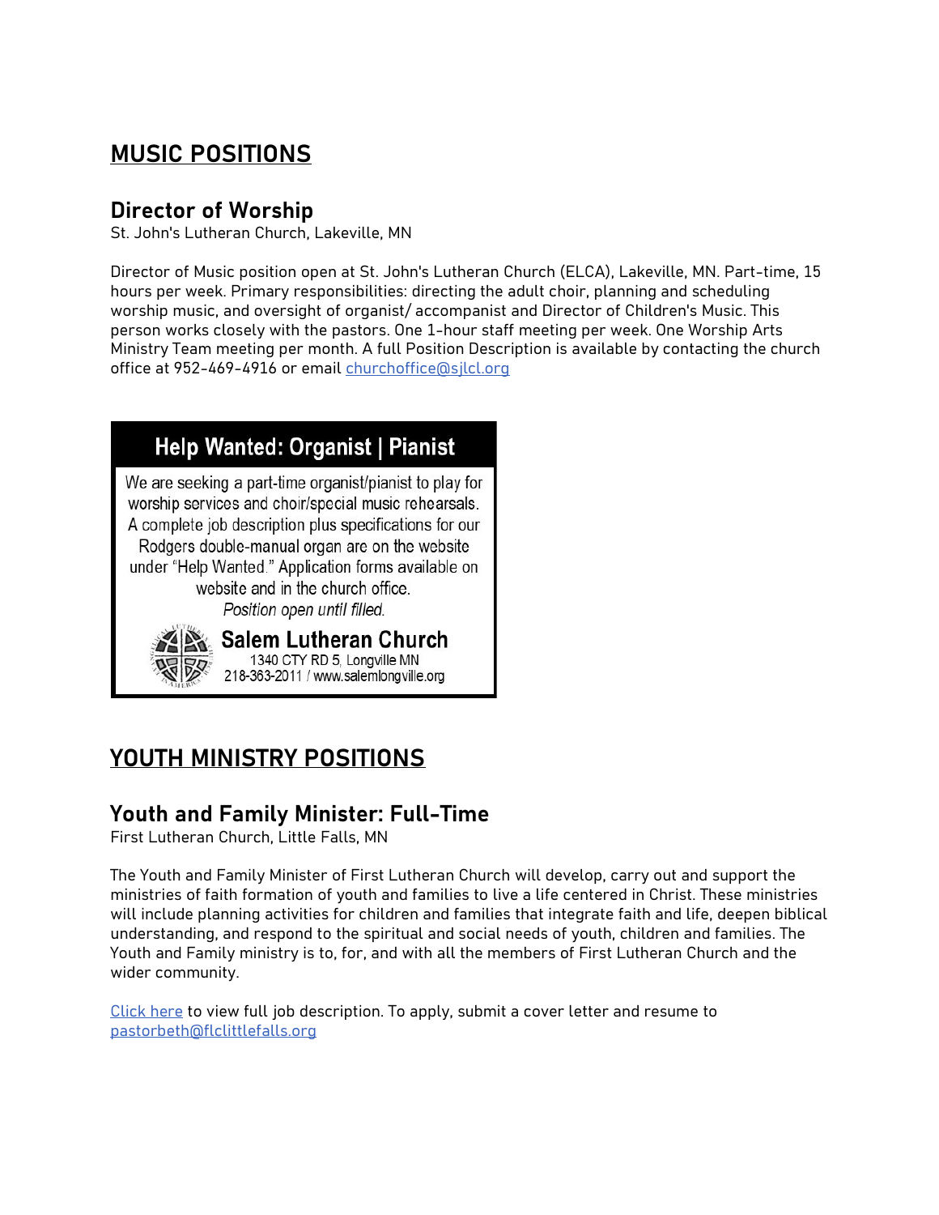## MUSIC POSITIONS

### Director of Worship

St. John's Lutheran Church, Lakeville, MN

Director of Music position open at St. John's Lutheran Church (ELCA), Lakeville, MN. Part-time, 15 hours per week. Primary responsibilities: directing the adult choir, planning and scheduling worship music, and oversight of organist/ accompanist and Director of Children's Music. This person works closely with the pastors. One 1-hour staff meeting per week. One Worship Arts Ministry Team meeting per month. A full Position Description is available by contacting the church office at 952-469-4916 or email churchoffice@sjlcl.org

### Help Wanted: Organist | Pianist

We are seeking a part-time organist/pianist to play for worship services and choir/special music rehearsals. A complete job description plus specifications for our Rodgers double-manual organ are on the website under "Help Wanted." Application forms available on website and in the church office.

*Position open until filled.*

**Salem Lutheran Church**
1340 CTY RD 5, Longville MN
218-363-2011 / www.salemlongville.org

## YOUTH MINISTRY POSITIONS

### Youth and Family Minister: Full-Time

First Lutheran Church, Little Falls, MN

The Youth and Family Minister of First Lutheran Church will develop, carry out and support the ministries of faith formation of youth and families to live a life centered in Christ. These ministries will include planning activities for children and families that integrate faith and life, deepen biblical understanding, and respond to the spiritual and social needs of youth, children and families. The Youth and Family ministry is to, for, and with all the members of First Lutheran Church and the wider community.

Click here to view full job description. To apply, submit a cover letter and resume to pastorbeth@flclittlefalls.org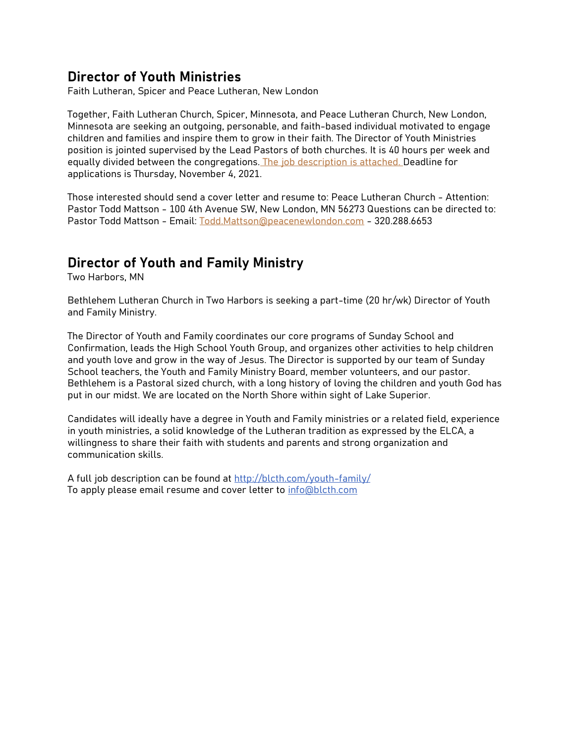## Director of Youth Ministries

Faith Lutheran, Spicer and Peace Lutheran, New London

Together, Faith Lutheran Church, Spicer, Minnesota, and Peace Lutheran Church, New London, Minnesota are seeking an outgoing, personable, and faith-based individual motivated to engage children and families and inspire them to grow in their faith. The Director of Youth Ministries position is jointed supervised by the Lead Pastors of both churches. It is 40 hours per week and equally divided between the congregations. The job description is attached. Deadline for applications is Thursday, November 4, 2021.

Those interested should send a cover letter and resume to: Peace Lutheran Church - Attention: Pastor Todd Mattson - 100 4th Avenue SW, New London, MN 56273 Questions can be directed to: Pastor Todd Mattson - Email: Todd.Mattson@peacenewlondon.com - 320.288.6653

## Director of Youth and Family Ministry

Two Harbors, MN

Bethlehem Lutheran Church in Two Harbors is seeking a part-time (20 hr/wk) Director of Youth and Family Ministry.

The Director of Youth and Family coordinates our core programs of Sunday School and Confirmation, leads the High School Youth Group, and organizes other activities to help children and youth love and grow in the way of Jesus. The Director is supported by our team of Sunday School teachers, the Youth and Family Ministry Board, member volunteers, and our pastor. Bethlehem is a Pastoral sized church, with a long history of loving the children and youth God has put in our midst. We are located on the North Shore within sight of Lake Superior.

Candidates will ideally have a degree in Youth and Family ministries or a related field, experience in youth ministries, a solid knowledge of the Lutheran tradition as expressed by the ELCA, a willingness to share their faith with students and parents and strong organization and communication skills.

A full job description can be found at http://blcth.com/youth-family/
To apply please email resume and cover letter to info@blcth.com